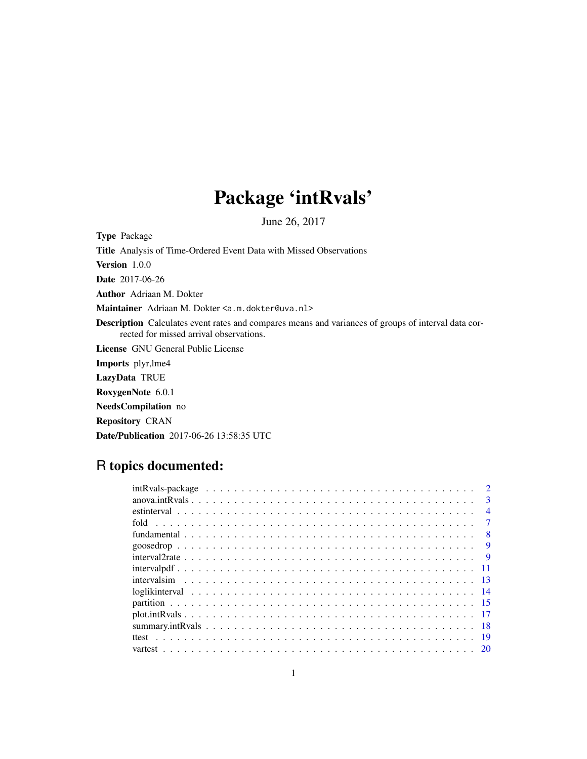# Package 'intRvals'

June 26, 2017

**Type** Package

**Title** Analysis of Time-Ordered Event Data with Missed Observations

**Version** 1.0.0

**Date** 2017-06-26

**Author** Adriaan M. Dokter

**Maintainer** Adriaan M. Dokter <a.m.dokter@uva.nl>

**Description** Calculates event rates and compares means and variances of groups of interval data corrected for missed arrival observations.

**License** GNU General Public License

**Imports** plyr,lme4

**LazyData** TRUE

**RoxygenNote** 6.0.1

**NeedsCompilation** no

**Repository** CRAN

**Date/Publication** 2017-06-26 13:58:35 UTC

## R topics documented:

| | |
|---|---|
| intRvals-package | 2 |
| anova.intRvals | 3 |
| estinterval | 4 |
| fold | 7 |
| fundamental | 8 |
| goosedrop | 9 |
| interval2rate | 9 |
| intervalpdf | 11 |
| intervalsim | 13 |
| loglikinterval | 14 |
| partition | 15 |
| plot.intRvals | 17 |
| summary.intRvals | 18 |
| ttest | 19 |
| vartest | 20 |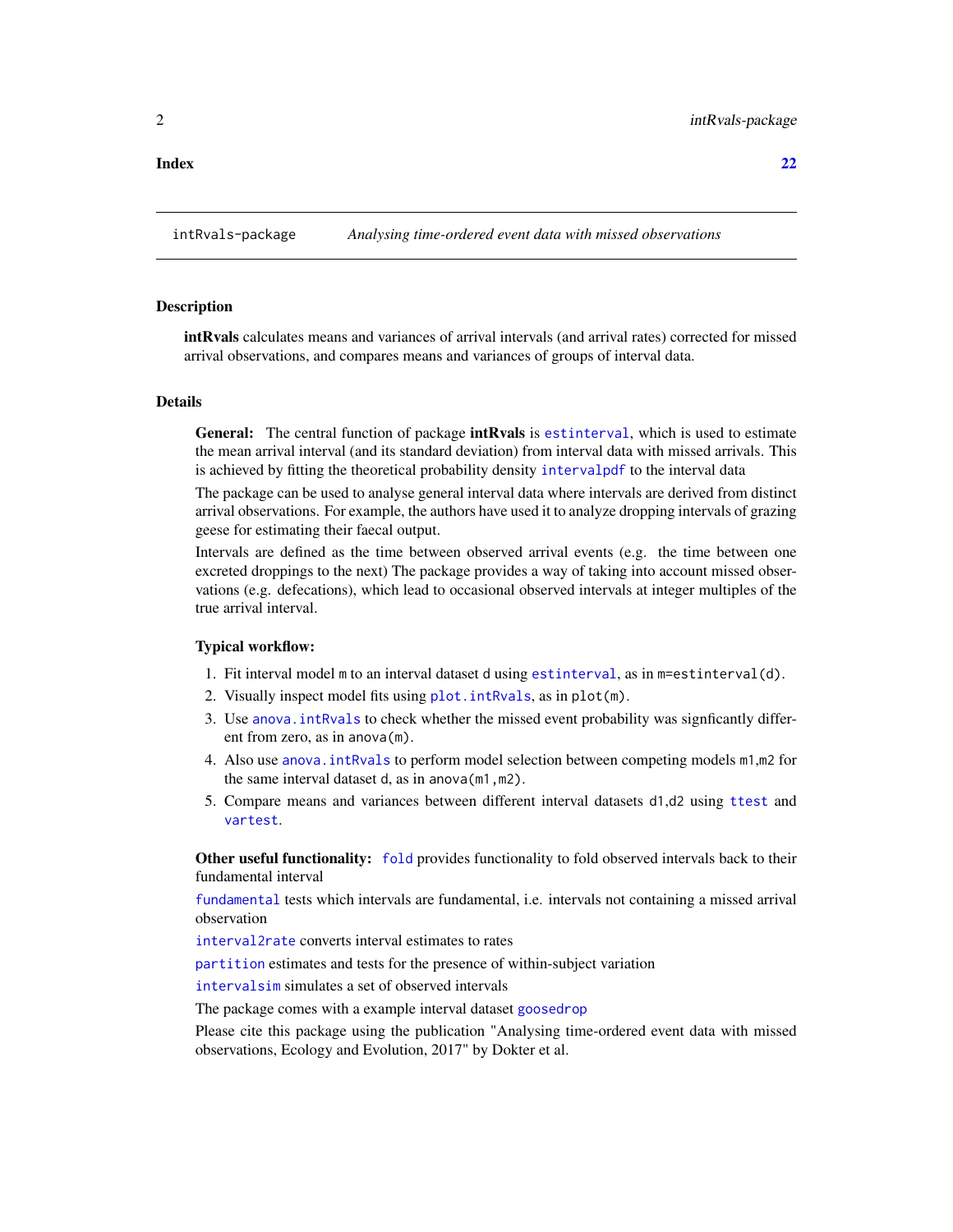Index 22

intRvals-package *Analysing time-ordered event data with missed observations*

## Description

**intRvals** calculates means and variances of arrival intervals (and arrival rates) corrected for missed arrival observations, and compares means and variances of groups of interval data.

## Details

**General:** The central function of package **intRvals** is `estinterval`, which is used to estimate the mean arrival interval (and its standard deviation) from interval data with missed arrivals. This is achieved by fitting the theoretical probability density `intervalpdf` to the interval data

The package can be used to analyse general interval data where intervals are derived from distinct arrival observations. For example, the authors have used it to analyze dropping intervals of grazing geese for estimating their faecal output.

Intervals are defined as the time between observed arrival events (e.g. the time between one excreted droppings to the next) The package provides a way of taking into account missed observations (e.g. defecations), which lead to occasional observed intervals at integer multiples of the true arrival interval.

**Typical workflow:**

1. Fit interval model `m` to an interval dataset `d` using `estinterval`, as in `m=estinterval(d)`.
2. Visually inspect model fits using `plot.intRvals`, as in `plot(m)`.
3. Use `anova.intRvals` to check whether the missed event probability was signficantly different from zero, as in `anova(m)`.
4. Also use `anova.intRvals` to perform model selection between competing models `m1`,`m2` for the same interval dataset `d`, as in `anova(m1,m2)`.
5. Compare means and variances between different interval datasets `d1`,`d2` using `ttest` and `vartest`.

**Other useful functionality:** `fold` provides functionality to fold observed intervals back to their fundamental interval

`fundamental` tests which intervals are fundamental, i.e. intervals not containing a missed arrival observation

`interval2rate` converts interval estimates to rates

`partition` estimates and tests for the presence of within-subject variation

`intervalsim` simulates a set of observed intervals

The package comes with a example interval dataset `goosedrop`

Please cite this package using the publication "Analysing time-ordered event data with missed observations, Ecology and Evolution, 2017" by Dokter et al.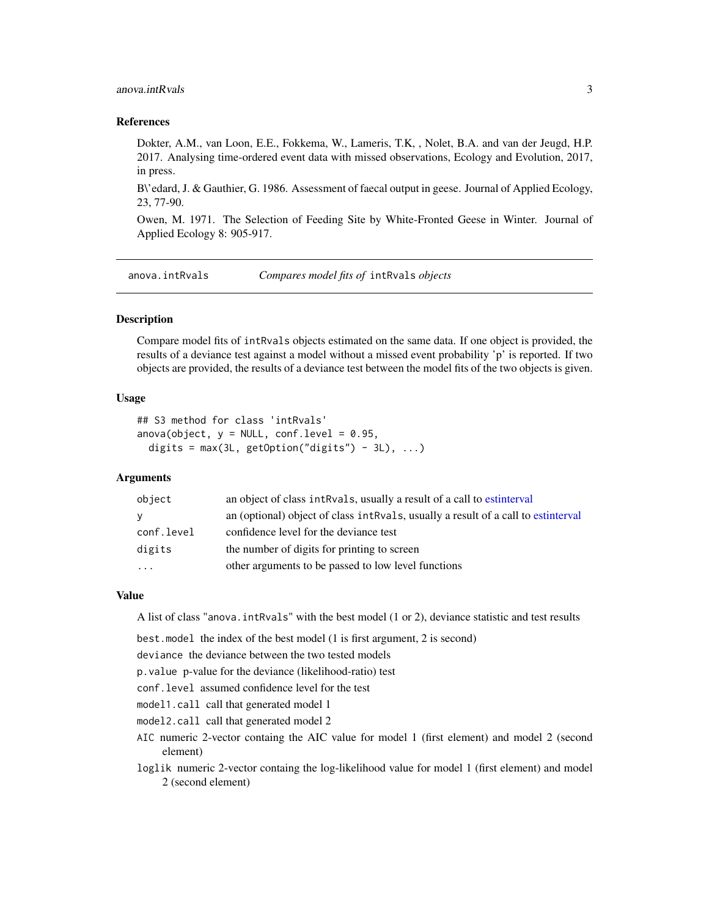### References

Dokter, A.M., van Loon, E.E., Fokkema, W., Lameris, T.K, , Nolet, B.A. and van der Jeugd, H.P. 2017. Analysing time-ordered event data with missed observations, Ecology and Evolution, 2017, in press.

B\'edard, J. & Gauthier, G. 1986. Assessment of faecal output in geese. Journal of Applied Ecology, 23, 77-90.

Owen, M. 1971. The Selection of Feeding Site by White-Fronted Geese in Winter. Journal of Applied Ecology 8: 905-917.

---

## anova.intRvals — *Compares model fits of* `intRvals` *objects*

### Description

Compare model fits of `intRvals` objects estimated on the same data. If one object is provided, the results of a deviance test against a model without a missed event probability 'p' is reported. If two objects are provided, the results of a deviance test between the model fits of the two objects is given.

### Usage

```
## S3 method for class 'intRvals'
anova(object, y = NULL, conf.level = 0.95,
  digits = max(3L, getOption("digits") - 3L), ...)
```

### Arguments

| | |
|---|---|
| `object` | an object of class `intRvals`, usually a result of a call to estinterval |
| `y` | an (optional) object of class `intRvals`, usually a result of a call to estinterval |
| `conf.level` | confidence level for the deviance test |
| `digits` | the number of digits for printing to screen |
| `...` | other arguments to be passed to low level functions |

### Value

A list of class "`anova.intRvals`" with the best model (1 or 2), deviance statistic and test results

- `best.model` the index of the best model (1 is first argument, 2 is second)
- `deviance` the deviance between the two tested models
- `p.value` p-value for the deviance (likelihood-ratio) test
- `conf.level` assumed confidence level for the test
- `model1.call` call that generated model 1
- `model2.call` call that generated model 2
- `AIC` numeric 2-vector containg the AIC value for model 1 (first element) and model 2 (second element)
- `loglik` numeric 2-vector containg the log-likelihood value for model 1 (first element) and model 2 (second element)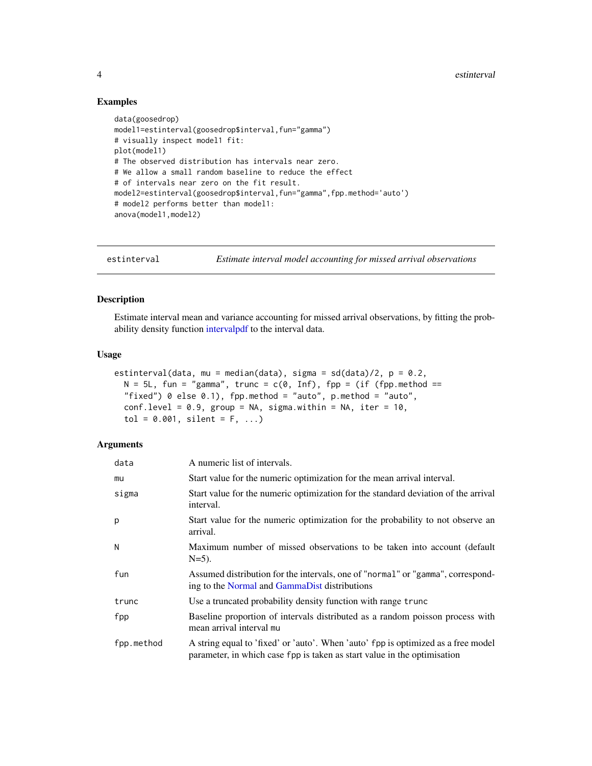### Examples

```
data(goosedrop)
model1=estinterval(goosedrop$interval,fun="gamma")
# visually inspect model1 fit:
plot(model1)
# The observed distribution has intervals near zero.
# We allow a small random baseline to reduce the effect
# of intervals near zero on the fit result.
model2=estinterval(goosedrop$interval,fun="gamma",fpp.method='auto')
# model2 performs better than model1:
anova(model1,model2)
```

---

## estinterval — *Estimate interval model accounting for missed arrival observations*

### Description

Estimate interval mean and variance accounting for missed arrival observations, by fitting the probability density function intervalpdf to the interval data.

### Usage

```
estinterval(data, mu = median(data), sigma = sd(data)/2, p = 0.2,
  N = 5L, fun = "gamma", trunc = c(0, Inf), fpp = (if (fpp.method ==
  "fixed") 0 else 0.1), fpp.method = "auto", p.method = "auto",
  conf.level = 0.9, group = NA, sigma.within = NA, iter = 10,
  tol = 0.001, silent = F, ...)
```

### Arguments

| | |
|---|---|
| `data` | A numeric list of intervals. |
| `mu` | Start value for the numeric optimization for the mean arrival interval. |
| `sigma` | Start value for the numeric optimization for the standard deviation of the arrival interval. |
| `p` | Start value for the numeric optimization for the probability to not observe an arrival. |
| `N` | Maximum number of missed observations to be taken into account (default N=5). |
| `fun` | Assumed distribution for the intervals, one of "`normal`" or "`gamma`", corresponding to the Normal and GammaDist distributions |
| `trunc` | Use a truncated probability density function with range `trunc` |
| `fpp` | Baseline proportion of intervals distributed as a random poisson process with mean arrival interval `mu` |
| `fpp.method` | A string equal to 'fixed' or 'auto'. When 'auto' `fpp` is optimized as a free model parameter, in which case `fpp` is taken as start value in the optimisation |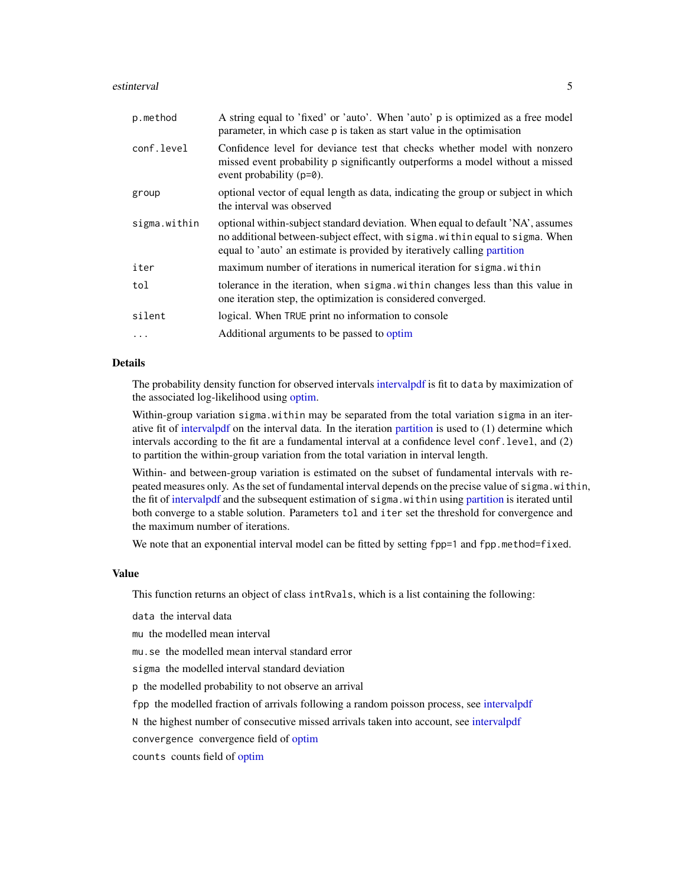| | |
|---|---|
| p.method | A string equal to 'fixed' or 'auto'. When 'auto' p is optimized as a free model parameter, in which case p is taken as start value in the optimisation |
| conf.level | Confidence level for deviance test that checks whether model with nonzero missed event probability p significantly outperforms a model without a missed event probability (p=0). |
| group | optional vector of equal length as data, indicating the group or subject in which the interval was observed |
| sigma.within | optional within-subject standard deviation. When equal to default 'NA', assumes no additional between-subject effect, with sigma.within equal to sigma. When equal to 'auto' an estimate is provided by iteratively calling partition |
| iter | maximum number of iterations in numerical iteration for sigma.within |
| tol | tolerance in the iteration, when sigma.within changes less than this value in one iteration step, the optimization is considered converged. |
| silent | logical. When TRUE print no information to console |
| ... | Additional arguments to be passed to optim |

## Details

The probability density function for observed intervals intervalpdf is fit to data by maximization of the associated log-likelihood using optim.

Within-group variation sigma.within may be separated from the total variation sigma in an iterative fit of intervalpdf on the interval data. In the iteration partition is used to (1) determine which intervals according to the fit are a fundamental interval at a confidence level conf.level, and (2) to partition the within-group variation from the total variation in interval length.

Within- and between-group variation is estimated on the subset of fundamental intervals with repeated measures only. As the set of fundamental interval depends on the precise value of sigma.within, the fit of intervalpdf and the subsequent estimation of sigma.within using partition is iterated until both converge to a stable solution. Parameters tol and iter set the threshold for convergence and the maximum number of iterations.

We note that an exponential interval model can be fitted by setting fpp=1 and fpp.method=fixed.

## Value

This function returns an object of class intRvals, which is a list containing the following:

data the interval data

mu the modelled mean interval

mu.se the modelled mean interval standard error

sigma the modelled interval standard deviation

p the modelled probability to not observe an arrival

fpp the modelled fraction of arrivals following a random poisson process, see intervalpdf

N the highest number of consecutive missed arrivals taken into account, see intervalpdf

convergence convergence field of optim

counts counts field of optim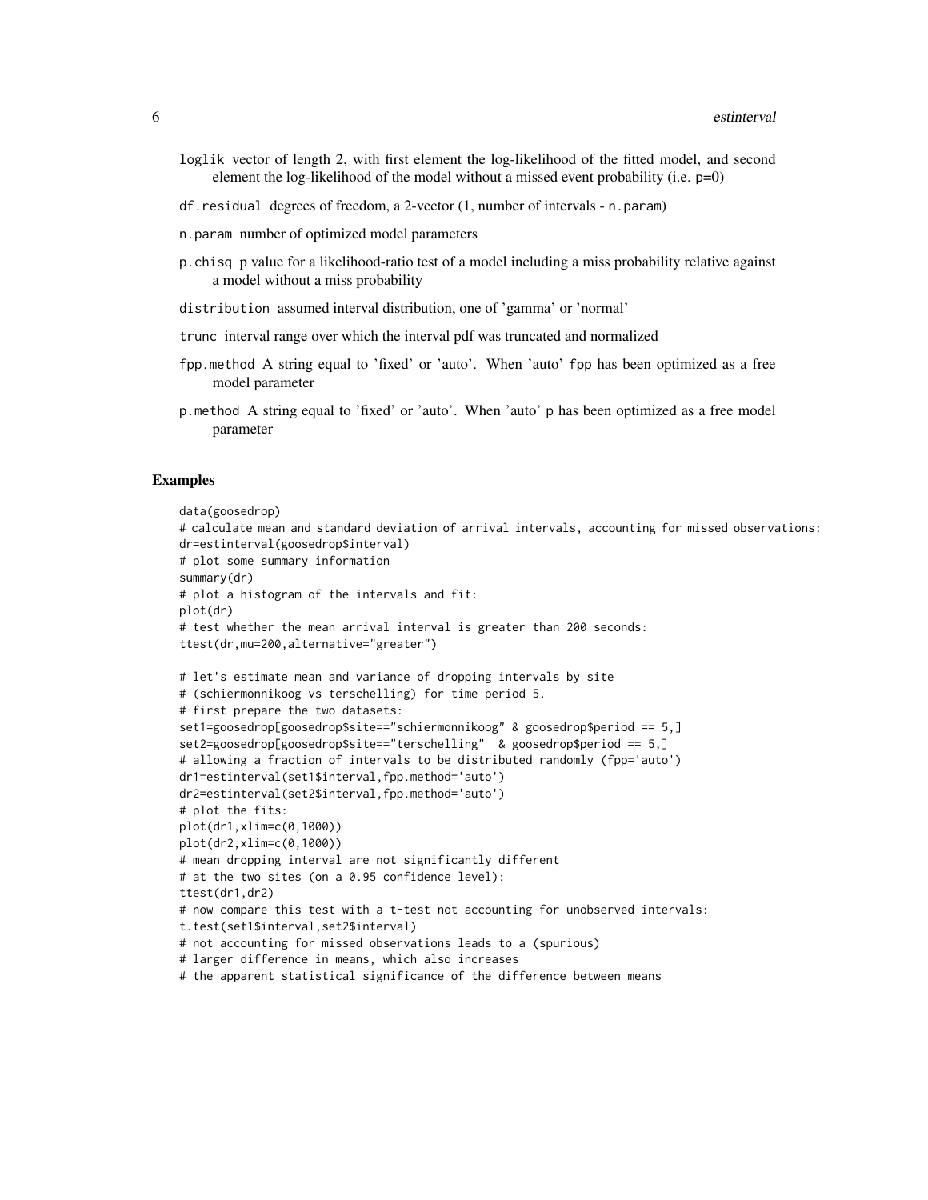loglik vector of length 2, with first element the log-likelihood of the fitted model, and second element the log-likelihood of the model without a missed event probability (i.e. p=0)

df.residual degrees of freedom, a 2-vector (1, number of intervals - n.param)

n.param number of optimized model parameters

p.chisq p value for a likelihood-ratio test of a model including a miss probability relative against a model without a miss probability

distribution assumed interval distribution, one of 'gamma' or 'normal'

trunc interval range over which the interval pdf was truncated and normalized

fpp.method A string equal to 'fixed' or 'auto'. When 'auto' fpp has been optimized as a free model parameter

p.method A string equal to 'fixed' or 'auto'. When 'auto' p has been optimized as a free model parameter

## Examples

```
data(goosedrop)
# calculate mean and standard deviation of arrival intervals, accounting for missed observations:
dr=estinterval(goosedrop$interval)
# plot some summary information
summary(dr)
# plot a histogram of the intervals and fit:
plot(dr)
# test whether the mean arrival interval is greater than 200 seconds:
ttest(dr,mu=200,alternative="greater")

# let's estimate mean and variance of dropping intervals by site
# (schiermonnikoog vs terschelling) for time period 5.
# first prepare the two datasets:
set1=goosedrop[goosedrop$site=="schiermonnikoog" & goosedrop$period == 5,]
set2=goosedrop[goosedrop$site=="terschelling"  & goosedrop$period == 5,]
# allowing a fraction of intervals to be distributed randomly (fpp='auto')
dr1=estinterval(set1$interval,fpp.method='auto')
dr2=estinterval(set2$interval,fpp.method='auto')
# plot the fits:
plot(dr1,xlim=c(0,1000))
plot(dr2,xlim=c(0,1000))
# mean dropping interval are not significantly different
# at the two sites (on a 0.95 confidence level):
ttest(dr1,dr2)
# now compare this test with a t-test not accounting for unobserved intervals:
t.test(set1$interval,set2$interval)
# not accounting for missed observations leads to a (spurious)
# larger difference in means, which also increases
# the apparent statistical significance of the difference between means
```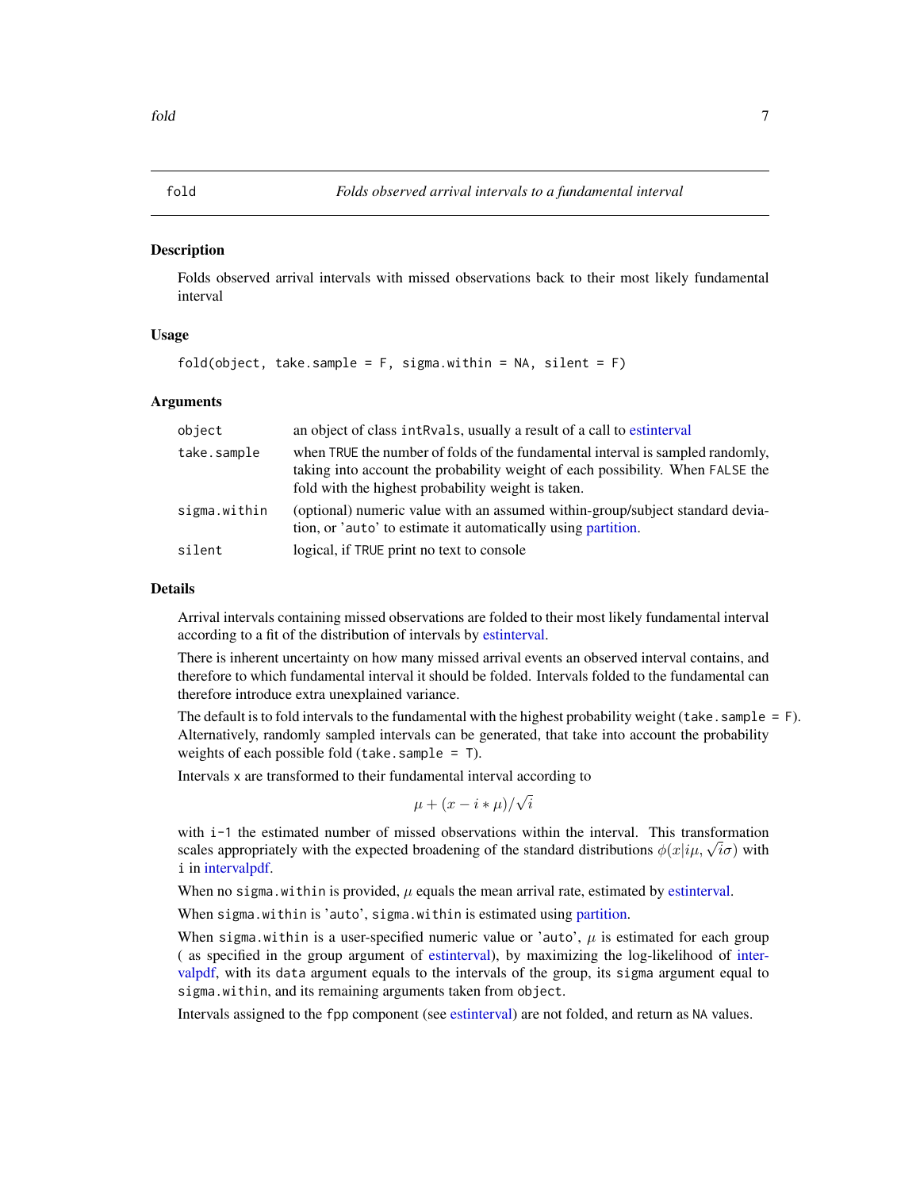# fold — *Folds observed arrival intervals to a fundamental interval*

## Description

Folds observed arrival intervals with missed observations back to their most likely fundamental interval

## Usage

```
fold(object, take.sample = F, sigma.within = NA, silent = F)
```

## Arguments

| Argument | Description |
|---|---|
| `object` | an object of class `intRvals`, usually a result of a call to estinterval |
| `take.sample` | when `TRUE` the number of folds of the fundamental interval is sampled randomly, taking into account the probability weight of each possibility. When `FALSE` the fold with the highest probability weight is taken. |
| `sigma.within` | (optional) numeric value with an assumed within-group/subject standard deviation, or 'auto' to estimate it automatically using partition. |
| `silent` | logical, if `TRUE` print no text to console |

## Details

Arrival intervals containing missed observations are folded to their most likely fundamental interval according to a fit of the distribution of intervals by estinterval.

There is inherent uncertainty on how many missed arrival events an observed interval contains, and therefore to which fundamental interval it should be folded. Intervals folded to the fundamental can therefore introduce extra unexplained variance.

The default is to fold intervals to the fundamental with the highest probability weight (`take.sample = F`). Alternatively, randomly sampled intervals can be generated, that take into account the probability weights of each possible fold (`take.sample = T`).

Intervals `x` are transformed to their fundamental interval according to

$$\mu + (x - i * \mu)/\sqrt{i}$$

with `i-1` the estimated number of missed observations within the interval. This transformation scales appropriately with the expected broadening of the standard distributions $\phi(x|i\mu, \sqrt{i}\sigma)$ with `i` in intervalpdf.

When no `sigma.within` is provided, $\mu$ equals the mean arrival rate, estimated by estinterval.

When `sigma.within` is 'auto', `sigma.within` is estimated using partition.

When `sigma.within` is a user-specified numeric value or 'auto', $\mu$ is estimated for each group ( as specified in the group argument of estinterval), by maximizing the log-likelihood of intervalpdf, with its `data` argument equals to the intervals of the group, its `sigma` argument equal to `sigma.within`, and its remaining arguments taken from `object`.

Intervals assigned to the `fpp` component (see estinterval) are not folded, and return as `NA` values.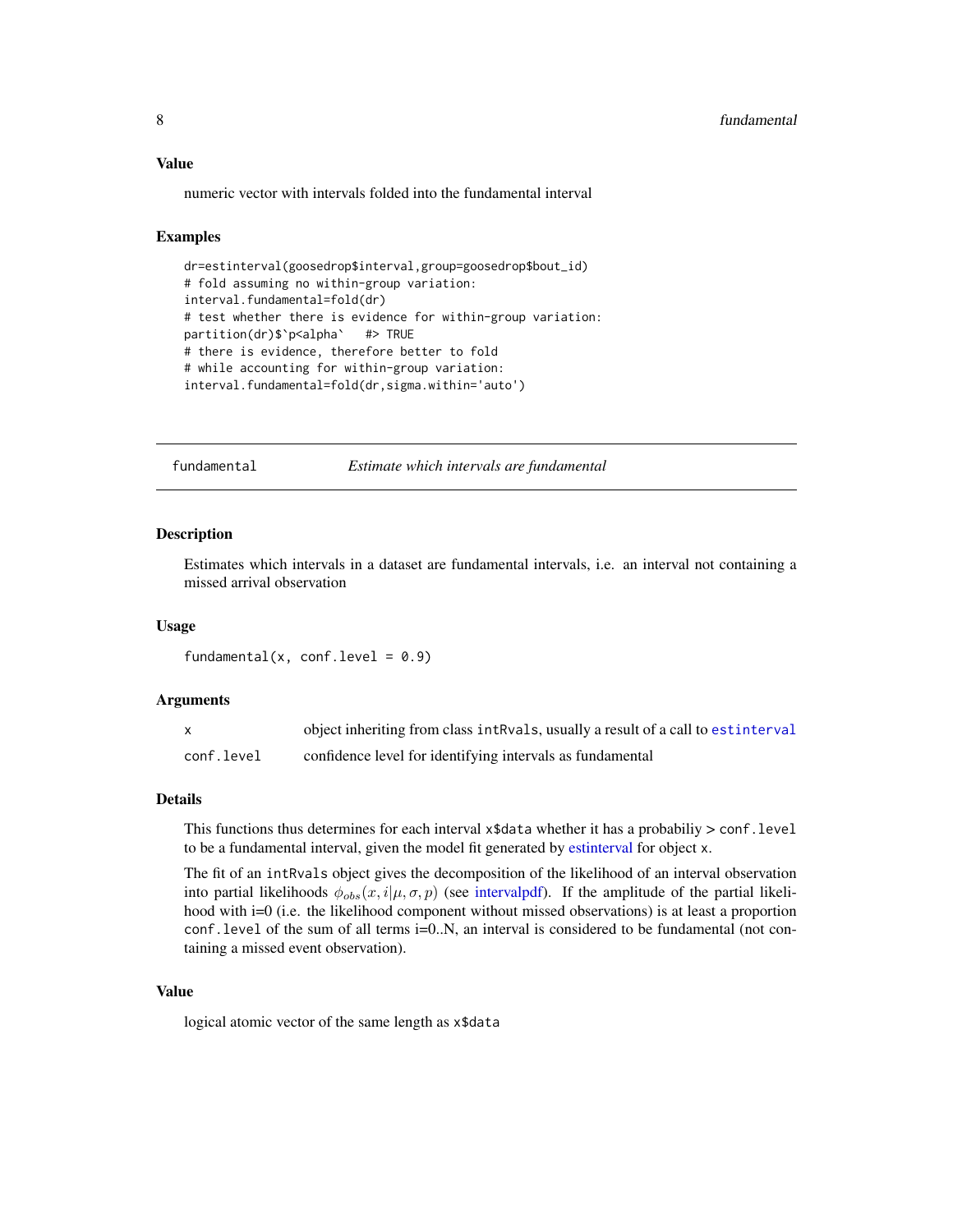### Value

numeric vector with intervals folded into the fundamental interval

### Examples

```
dr=estinterval(goosedrop$interval,group=goosedrop$bout_id)
# fold assuming no within-group variation:
interval.fundamental=fold(dr)
# test whether there is evidence for within-group variation:
partition(dr)$`p<alpha`   #> TRUE
# there is evidence, therefore better to fold
# while accounting for within-group variation:
interval.fundamental=fold(dr,sigma.within='auto')
```

---

## fundamental — *Estimate which intervals are fundamental*

### Description

Estimates which intervals in a dataset are fundamental intervals, i.e. an interval not containing a missed arrival observation

### Usage

```
fundamental(x, conf.level = 0.9)
```

### Arguments

| | |
|---|---|
| `x` | object inheriting from class `intRvals`, usually a result of a call to `estinterval` |
| `conf.level` | confidence level for identifying intervals as fundamental |

### Details

This functions thus determines for each interval `x$data` whether it has a probabiliy > `conf.level` to be a fundamental interval, given the model fit generated by estinterval for object `x`.

The fit of an `intRvals` object gives the decomposition of the likelihood of an interval observation into partial likelihoods $\phi_{obs}(x, i|\mu, \sigma, p)$ (see intervalpdf). If the amplitude of the partial likelihood with i=0 (i.e. the likelihood component without missed observations) is at least a proportion `conf.level` of the sum of all terms i=0..N, an interval is considered to be fundamental (not containing a missed event observation).

### Value

logical atomic vector of the same length as `x$data`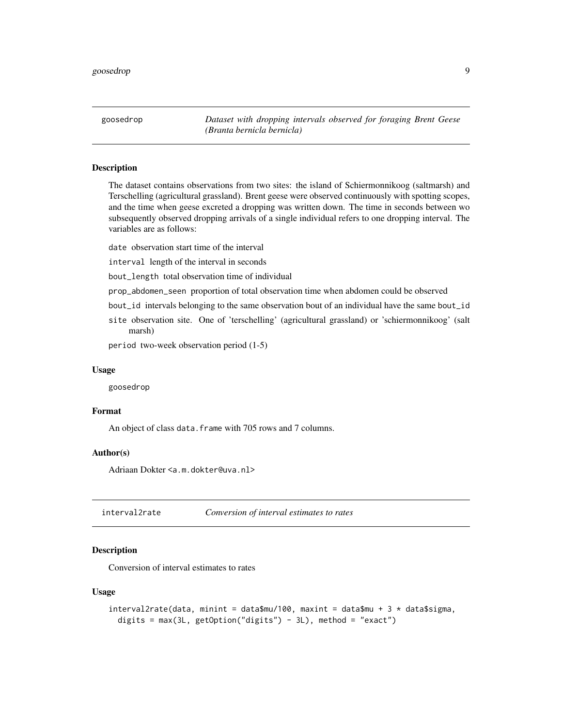## goosedrop — *Dataset with dropping intervals observed for foraging Brent Geese (Branta bernicla bernicla)*

### Description

The dataset contains observations from two sites: the island of Schiermonnikoog (saltmarsh) and Terschelling (agricultural grassland). Brent geese were observed continuously with spotting scopes, and the time when geese excreted a dropping was written down. The time in seconds between wo subsequently observed dropping arrivals of a single individual refers to one dropping interval. The variables are as follows:

- `date` observation start time of the interval
- `interval` length of the interval in seconds
- `bout_length` total observation time of individual
- `prop_abdomen_seen` proportion of total observation time when abdomen could be observed
- `bout_id` intervals belonging to the same observation bout of an individual have the same `bout_id`
- `site` observation site. One of 'terschelling' (agricultural grassland) or 'schiermonnikoog' (salt marsh)
- `period` two-week observation period (1-5)

### Usage

```
goosedrop
```

### Format

An object of class `data.frame` with 705 rows and 7 columns.

### Author(s)

Adriaan Dokter <a.m.dokter@uva.nl>

## interval2rate — *Conversion of interval estimates to rates*

### Description

Conversion of interval estimates to rates

### Usage

```
interval2rate(data, minint = data$mu/100, maxint = data$mu + 3 * data$sigma,
  digits = max(3L, getOption("digits") - 3L), method = "exact")
```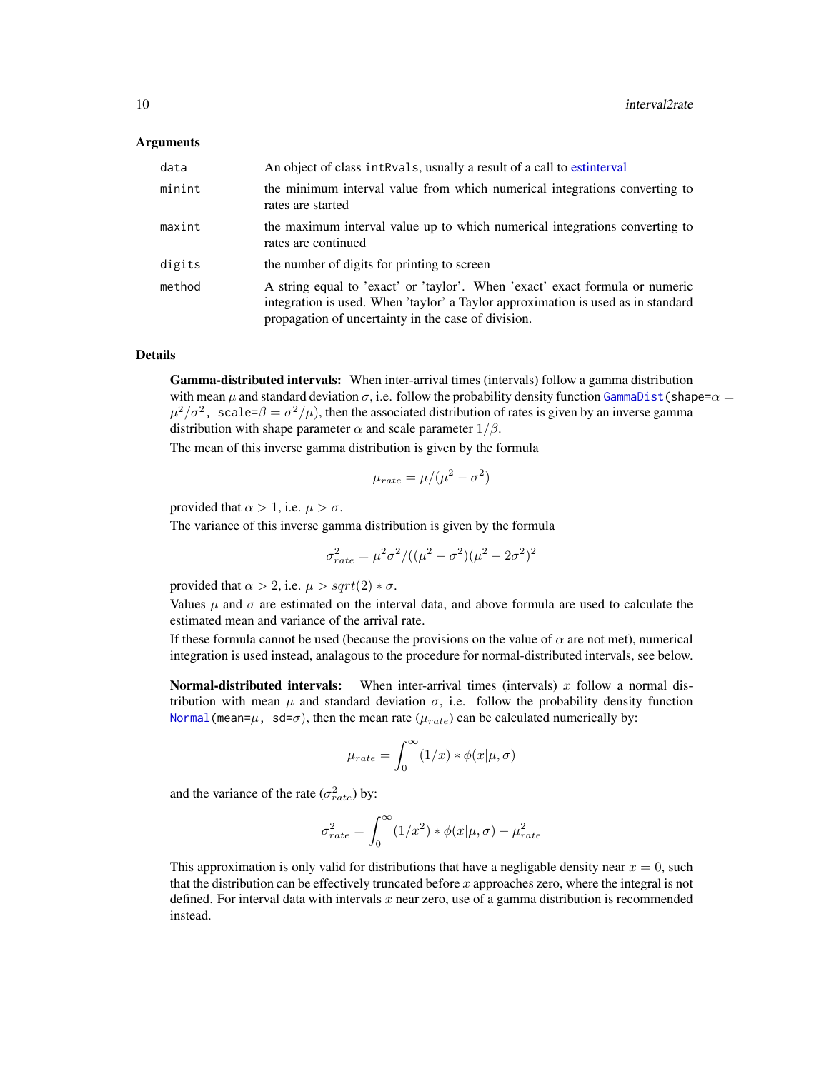### Arguments

| | |
|---|---|
| `data` | An object of class `intRvals`, usually a result of a call to estinterval |
| `minint` | the minimum interval value from which numerical integrations converting to rates are started |
| `maxint` | the maximum interval value up to which numerical integrations converting to rates are continued |
| `digits` | the number of digits for printing to screen |
| `method` | A string equal to 'exact' or 'taylor'. When 'exact' exact formula or numeric integration is used. When 'taylor' a Taylor approximation is used as in standard propagation of uncertainty in the case of division. |

### Details

**Gamma-distributed intervals:** When inter-arrival times (intervals) follow a gamma distribution with mean $\mu$ and standard deviation $\sigma$, i.e. follow the probability density function `GammaDist(shape=`$\alpha = \mu^2/\sigma^2$`, scale=`$\beta = \sigma^2/\mu$`)`, then the associated distribution of rates is given by an inverse gamma distribution with shape parameter $\alpha$ and scale parameter $1/\beta$.

The mean of this inverse gamma distribution is given by the formula

$$\mu_{rate} = \mu/(\mu^2 - \sigma^2)$$

provided that $\alpha > 1$, i.e. $\mu > \sigma$.

The variance of this inverse gamma distribution is given by the formula

$$\sigma^2_{rate} = \mu^2\sigma^2/((\mu^2 - \sigma^2)(\mu^2 - 2\sigma^2)^2$$

provided that $\alpha > 2$, i.e. $\mu > sqrt(2) * \sigma$.

Values $\mu$ and $\sigma$ are estimated on the interval data, and above formula are used to calculate the estimated mean and variance of the arrival rate.

If these formula cannot be used (because the provisions on the value of $\alpha$ are not met), numerical integration is used instead, analagous to the procedure for normal-distributed intervals, see below.

**Normal-distributed intervals:** When inter-arrival times (intervals) $x$ follow a normal distribution with mean $\mu$ and standard deviation $\sigma$, i.e. follow the probability density function `Normal(mean=`$\mu$`, sd=`$\sigma$`)`, then the mean rate ($\mu_{rate}$) can be calculated numerically by:

$$\mu_{rate} = \int_0^\infty (1/x) * \phi(x|\mu, \sigma)$$

and the variance of the rate ($\sigma^2_{rate}$) by:

$$\sigma^2_{rate} = \int_0^\infty (1/x^2) * \phi(x|\mu, \sigma) - \mu^2_{rate}$$

This approximation is only valid for distributions that have a negligable density near $x = 0$, such that the distribution can be effectively truncated before $x$ approaches zero, where the integral is not defined. For interval data with intervals $x$ near zero, use of a gamma distribution is recommended instead.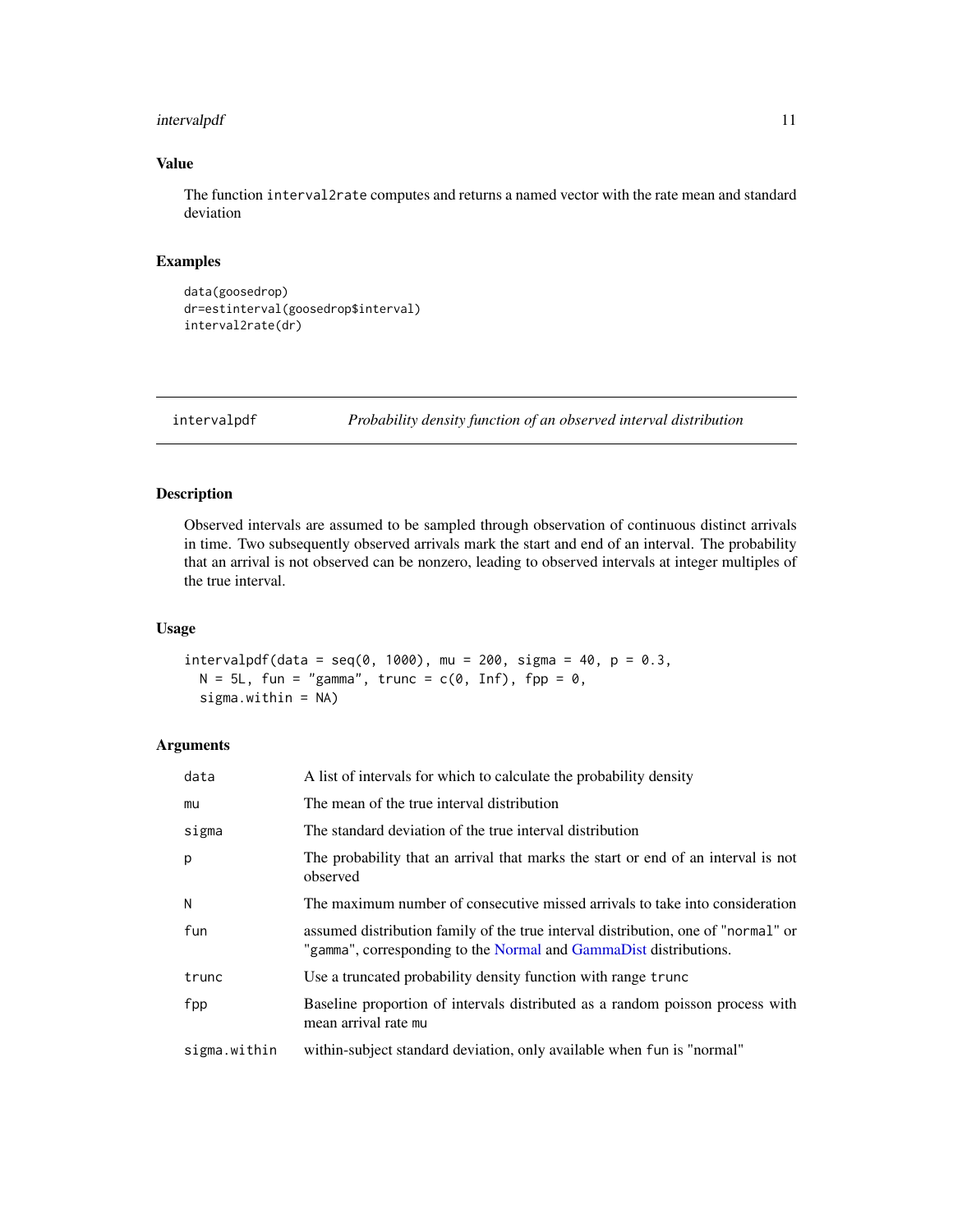## Value

The function `interval2rate` computes and returns a named vector with the rate mean and standard deviation

## Examples

```
data(goosedrop)
dr=estinterval(goosedrop$interval)
interval2rate(dr)
```

---

# intervalpdf — *Probability density function of an observed interval distribution*

---

## Description

Observed intervals are assumed to be sampled through observation of continuous distinct arrivals in time. Two subsequently observed arrivals mark the start and end of an interval. The probability that an arrival is not observed can be nonzero, leading to observed intervals at integer multiples of the true interval.

## Usage

```
intervalpdf(data = seq(0, 1000), mu = 200, sigma = 40, p = 0.3,
  N = 5L, fun = "gamma", trunc = c(0, Inf), fpp = 0,
  sigma.within = NA)
```

## Arguments

| | |
|---|---|
| `data` | A list of intervals for which to calculate the probability density |
| `mu` | The mean of the true interval distribution |
| `sigma` | The standard deviation of the true interval distribution |
| `p` | The probability that an arrival that marks the start or end of an interval is not observed |
| `N` | The maximum number of consecutive missed arrivals to take into consideration |
| `fun` | assumed distribution family of the true interval distribution, one of "`normal`" or "`gamma`", corresponding to the Normal and GammaDist distributions. |
| `trunc` | Use a truncated probability density function with range `trunc` |
| `fpp` | Baseline proportion of intervals distributed as a random poisson process with mean arrival rate `mu` |
| `sigma.within` | within-subject standard deviation, only available when `fun` is "normal" |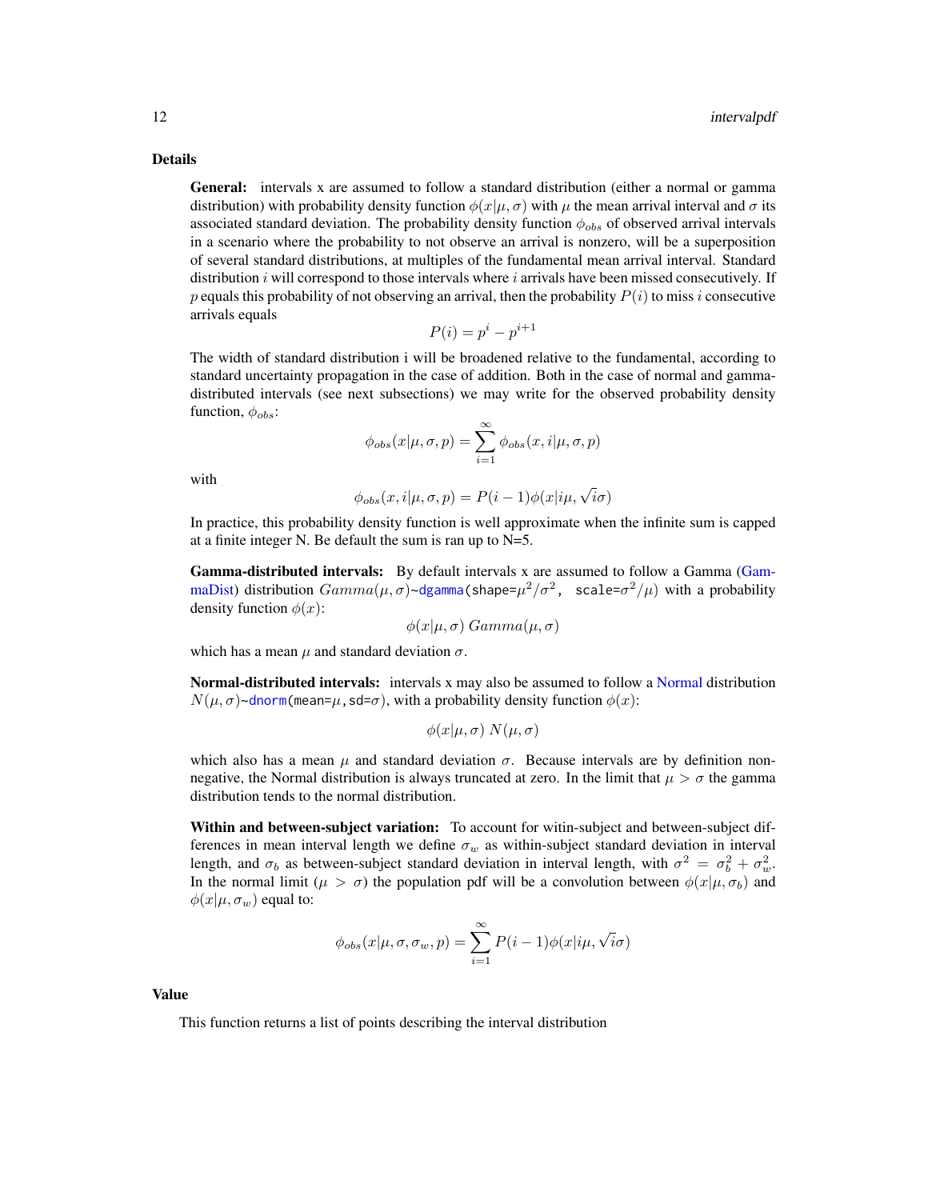## Details

**General:** intervals x are assumed to follow a standard distribution (either a normal or gamma distribution) with probability density function $\phi(x|\mu,\sigma)$ with $\mu$ the mean arrival interval and $\sigma$ its associated standard deviation. The probability density function $\phi_{obs}$ of observed arrival intervals in a scenario where the probability to not observe an arrival is nonzero, will be a superposition of several standard distributions, at multiples of the fundamental mean arrival interval. Standard distribution $i$ will correspond to those intervals where $i$ arrivals have been missed consecutively. If $p$ equals this probability of not observing an arrival, then the probability $P(i)$ to miss $i$ consecutive arrivals equals

$$P(i) = p^i - p^{i+1}$$

The width of standard distribution i will be broadened relative to the fundamental, according to standard uncertainty propagation in the case of addition. Both in the case of normal and gamma-distributed intervals (see next subsections) we may write for the observed probability density function, $\phi_{obs}$:

$$\phi_{obs}(x|\mu,\sigma,p) = \sum_{i=1}^{\infty} \phi_{obs}(x,i|\mu,\sigma,p)$$

with

$$\phi_{obs}(x,i|\mu,\sigma,p) = P(i-1)\phi(x|i\mu,\sqrt{i}\sigma)$$

In practice, this probability density function is well approximate when the infinite sum is capped at a finite integer N. Be default the sum is ran up to N=5.

**Gamma-distributed intervals:** By default intervals x are assumed to follow a Gamma (GammaDist) distribution $Gamma(\mu,\sigma)$~`dgamma(shape=`$\mu^2/\sigma^2$`, scale=`$\sigma^2/\mu$`)` with a probability density function $\phi(x)$:

$$\phi(x|\mu,\sigma)\ Gamma(\mu,\sigma)$$

which has a mean $\mu$ and standard deviation $\sigma$.

**Normal-distributed intervals:** intervals x may also be assumed to follow a Normal distribution $N(\mu,\sigma)$~`dnorm(mean=`$\mu$`,sd=`$\sigma$`)`, with a probability density function $\phi(x)$:

$$\phi(x|\mu,\sigma)\ N(\mu,\sigma)$$

which also has a mean $\mu$ and standard deviation $\sigma$. Because intervals are by definition non-negative, the Normal distribution is always truncated at zero. In the limit that $\mu > \sigma$ the gamma distribution tends to the normal distribution.

**Within and between-subject variation:** To account for witin-subject and between-subject differences in mean interval length we define $\sigma_w$ as within-subject standard deviation in interval length, and $\sigma_b$ as between-subject standard deviation in interval length, with $\sigma^2 = \sigma_b^2 + \sigma_w^2$. In the normal limit ($\mu > \sigma$) the population pdf will be a convolution between $\phi(x|\mu,\sigma_b)$ and $\phi(x|\mu,\sigma_w)$ equal to:

$$\phi_{obs}(x|\mu,\sigma,\sigma_w,p) = \sum_{i=1}^{\infty} P(i-1)\phi(x|i\mu,\sqrt{i}\sigma)$$

## Value

This function returns a list of points describing the interval distribution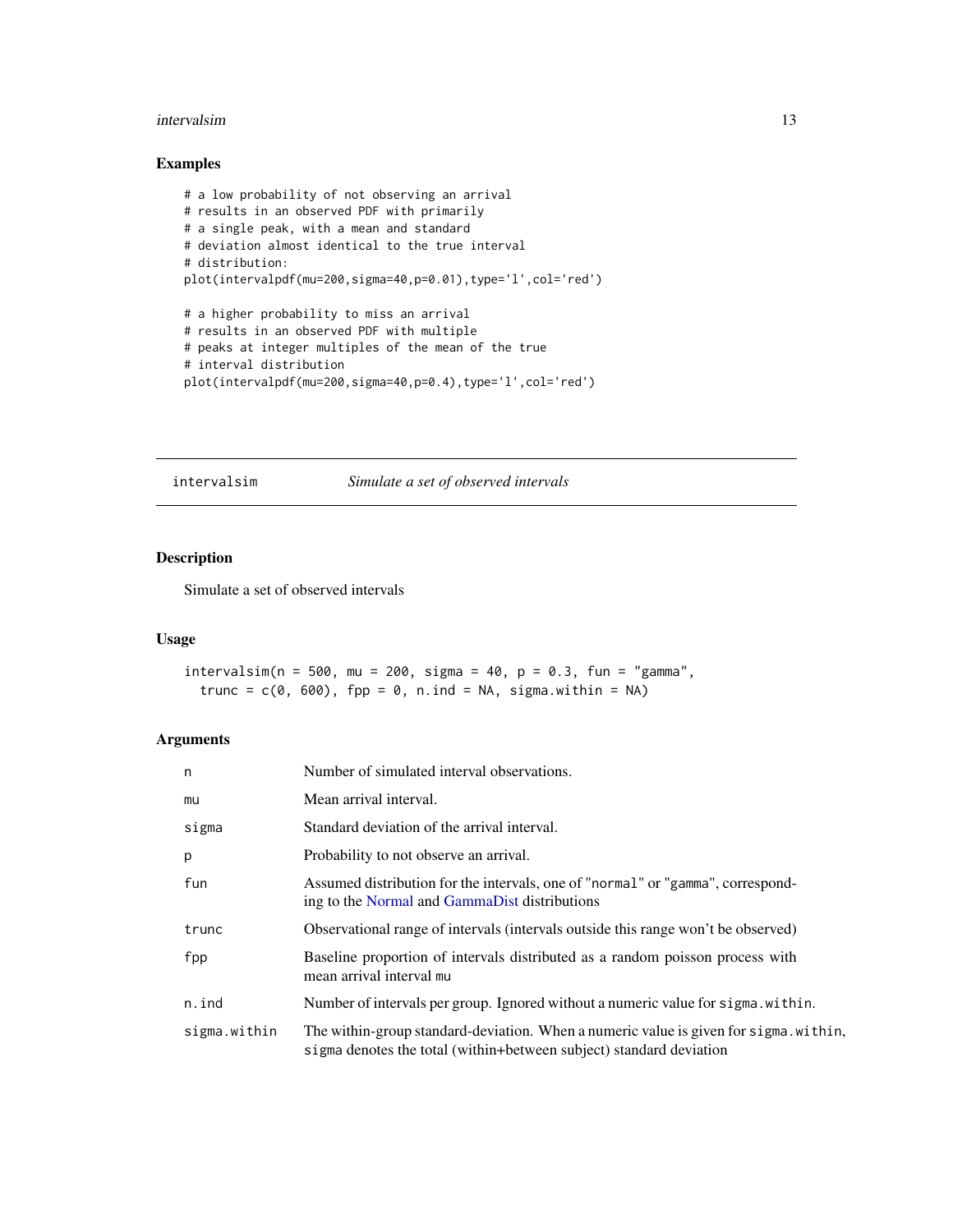## Examples

```
# a low probability of not observing an arrival
# results in an observed PDF with primarily
# a single peak, with a mean and standard
# deviation almost identical to the true interval
# distribution:
plot(intervalpdf(mu=200,sigma=40,p=0.01),type='l',col='red')

# a higher probability to miss an arrival
# results in an observed PDF with multiple
# peaks at integer multiples of the mean of the true
# interval distribution
plot(intervalpdf(mu=200,sigma=40,p=0.4),type='l',col='red')
```

---

# intervalsim — *Simulate a set of observed intervals*

---

## Description

Simulate a set of observed intervals

## Usage

```
intervalsim(n = 500, mu = 200, sigma = 40, p = 0.3, fun = "gamma",
  trunc = c(0, 600), fpp = 0, n.ind = NA, sigma.within = NA)
```

## Arguments

| | |
|---|---|
| `n` | Number of simulated interval observations. |
| `mu` | Mean arrival interval. |
| `sigma` | Standard deviation of the arrival interval. |
| `p` | Probability to not observe an arrival. |
| `fun` | Assumed distribution for the intervals, one of "`normal`" or "`gamma`", corresponding to the Normal and GammaDist distributions |
| `trunc` | Observational range of intervals (intervals outside this range won't be observed) |
| `fpp` | Baseline proportion of intervals distributed as a random poisson process with mean arrival interval `mu` |
| `n.ind` | Number of intervals per group. Ignored without a numeric value for `sigma.within`. |
| `sigma.within` | The within-group standard-deviation. When a numeric value is given for `sigma.within`, `sigma` denotes the total (within+between subject) standard deviation |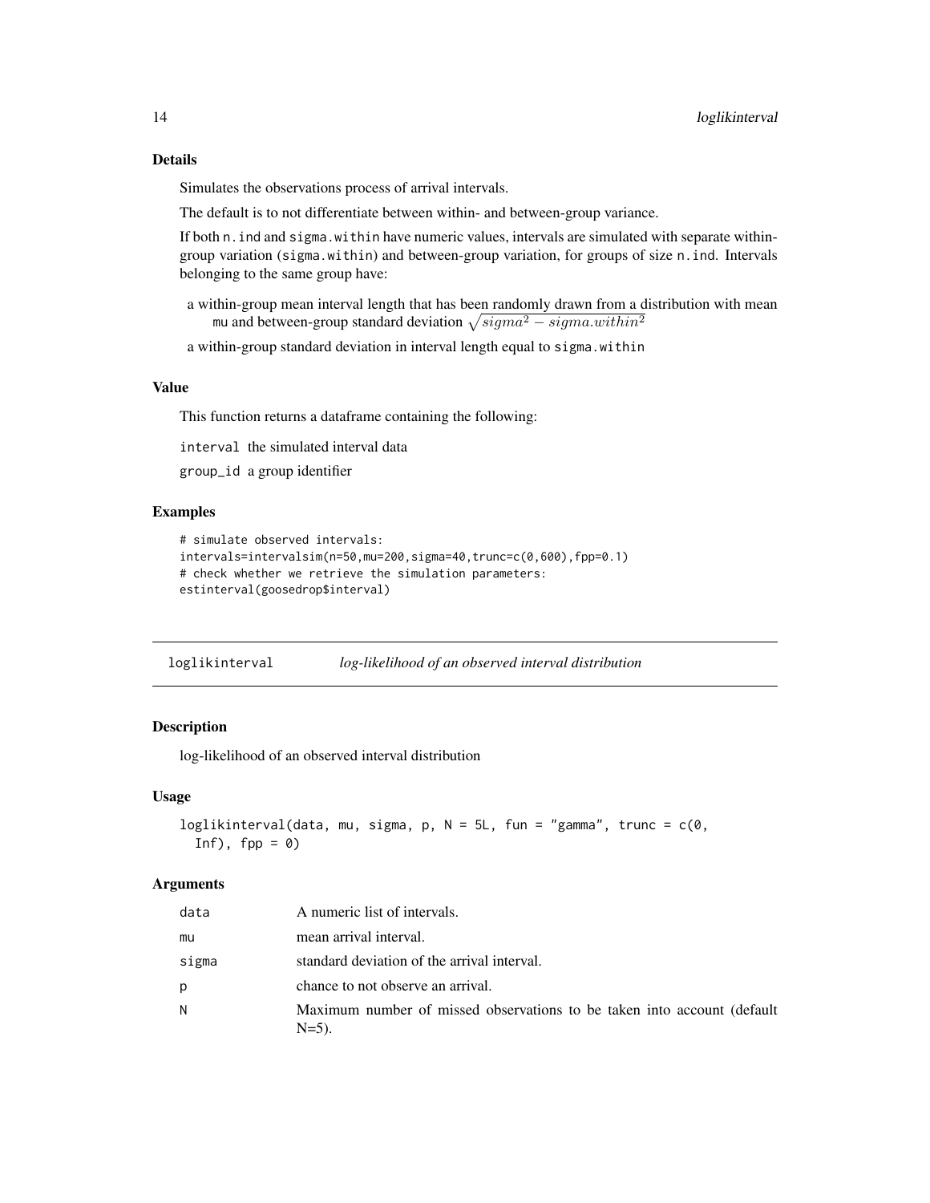## Details

Simulates the observations process of arrival intervals.

The default is to not differentiate between within- and between-group variance.

If both `n.ind` and `sigma.within` have numeric values, intervals are simulated with separate within-group variation (`sigma.within`) and between-group variation, for groups of size `n.ind`. Intervals belonging to the same group have:

- a within-group mean interval length that has been randomly drawn from a distribution with mean `mu` and between-group standard deviation $\sqrt{sigma^2 - sigma.within^2}$
- a within-group standard deviation in interval length equal to `sigma.within`

## Value

This function returns a dataframe containing the following:

`interval` the simulated interval data

`group_id` a group identifier

## Examples

```
# simulate observed intervals:
intervals=intervalsim(n=50,mu=200,sigma=40,trunc=c(0,600),fpp=0.1)
# check whether we retrieve the simulation parameters:
estinterval(goosedrop$interval)
```

---

# loglikinterval *log-likelihood of an observed interval distribution*

## Description

log-likelihood of an observed interval distribution

## Usage

```
loglikinterval(data, mu, sigma, p, N = 5L, fun = "gamma", trunc = c(0,
  Inf), fpp = 0)
```

## Arguments

| | |
|---|---|
| data | A numeric list of intervals. |
| mu | mean arrival interval. |
| sigma | standard deviation of the arrival interval. |
| p | chance to not observe an arrival. |
| N | Maximum number of missed observations to be taken into account (default N=5). |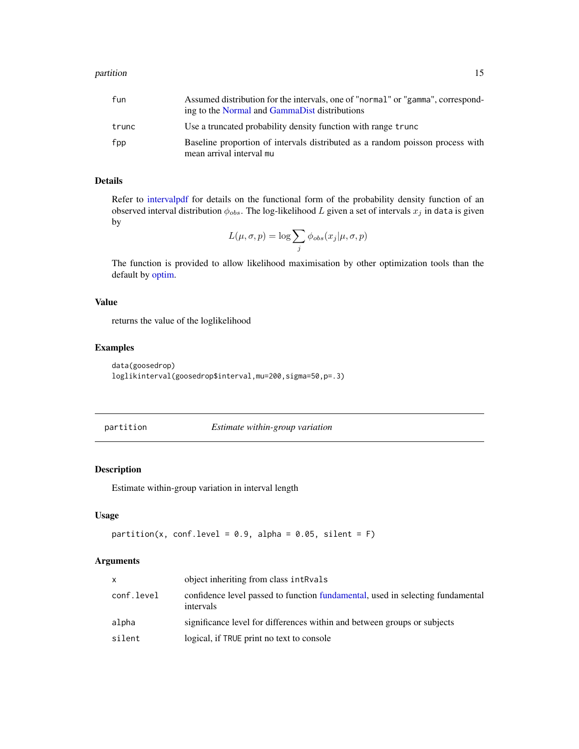| | |
|---|---|
| fun | Assumed distribution for the intervals, one of "normal" or "gamma", corresponding to the Normal and GammaDist distributions |
| trunc | Use a truncated probability density function with range trunc |
| fpp | Baseline proportion of intervals distributed as a random poisson process with mean arrival interval mu |

### Details

Refer to intervalpdf for details on the functional form of the probability density function of an observed interval distribution $\phi_{obs}$. The log-likelihood $L$ given a set of intervals $x_j$ in data is given by

$$L(\mu, \sigma, p) = \log \sum_j \phi_{obs}(x_j | \mu, \sigma, p)$$

The function is provided to allow likelihood maximisation by other optimization tools than the default by optim.

### Value

returns the value of the loglikelihood

### Examples

```
data(goosedrop)
loglikinterval(goosedrop$interval,mu=200,sigma=50,p=.3)
```

---

## partition — *Estimate within-group variation*

### Description

Estimate within-group variation in interval length

### Usage

```
partition(x, conf.level = 0.9, alpha = 0.05, silent = F)
```

### Arguments

| | |
|---|---|
| x | object inheriting from class intRvals |
| conf.level | confidence level passed to function fundamental, used in selecting fundamental intervals |
| alpha | significance level for differences within and between groups or subjects |
| silent | logical, if TRUE print no text to console |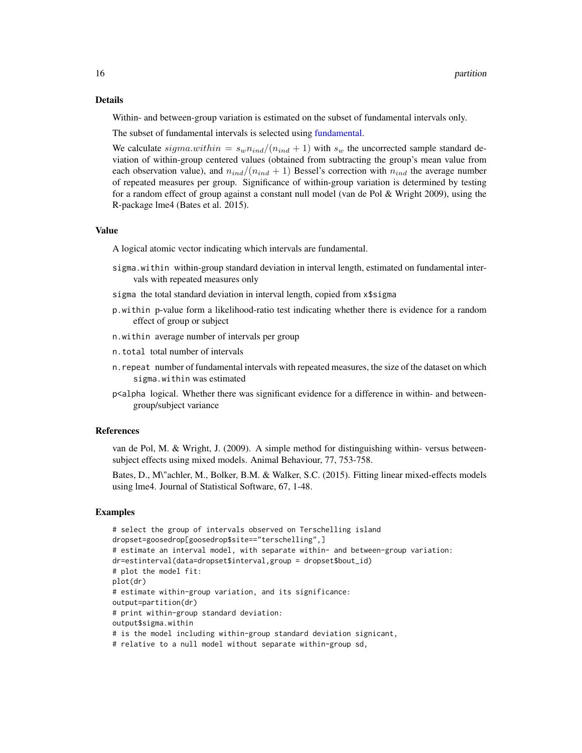### Details

Within- and between-group variation is estimated on the subset of fundamental intervals only.

The subset of fundamental intervals is selected using fundamental.

We calculate $sigma.within = s_w n_{ind}/(n_{ind} + 1)$ with $s_w$ the uncorrected sample standard deviation of within-group centered values (obtained from subtracting the group's mean value from each observation value), and $n_{ind}/(n_{ind} + 1)$ Bessel's correction with $n_{ind}$ the average number of repeated measures per group. Significance of within-group variation is determined by testing for a random effect of group against a constant null model (van de Pol & Wright 2009), using the R-package lme4 (Bates et al. 2015).

### Value

A logical atomic vector indicating which intervals are fundamental.

- `sigma.within` within-group standard deviation in interval length, estimated on fundamental intervals with repeated measures only
- `sigma` the total standard deviation in interval length, copied from `x$sigma`
- `p.within` p-value form a likelihood-ratio test indicating whether there is evidence for a random effect of group or subject
- `n.within` average number of intervals per group
- `n.total` total number of intervals
- `n.repeat` number of fundamental intervals with repeated measures, the size of the dataset on which `sigma.within` was estimated
- `p<alpha` logical. Whether there was significant evidence for a difference in within- and between-group/subject variance

### References

van de Pol, M. & Wright, J. (2009). A simple method for distinguishing within- versus between-subject effects using mixed models. Animal Behaviour, 77, 753-758.

Bates, D., M\"achler, M., Bolker, B.M. & Walker, S.C. (2015). Fitting linear mixed-effects models using lme4. Journal of Statistical Software, 67, 1-48.

### Examples

```
# select the group of intervals observed on Terschelling island
dropset=goosedrop[goosedrop$site=="terschelling",]
# estimate an interval model, with separate within- and between-group variation:
dr=estinterval(data=dropset$interval,group = dropset$bout_id)
# plot the model fit:
plot(dr)
# estimate within-group variation, and its significance:
output=partition(dr)
# print within-group standard deviation:
output$sigma.within
# is the model including within-group standard deviation signicant,
# relative to a null model without separate within-group sd,
```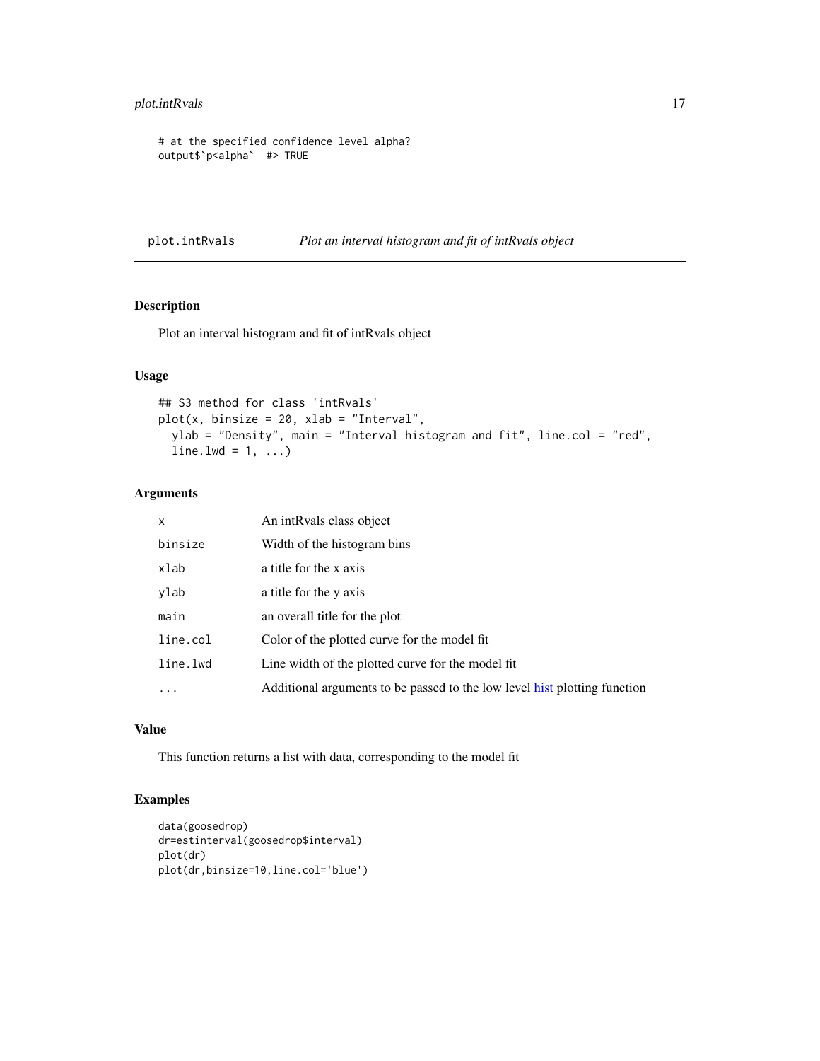```
# at the specified confidence level alpha?
output$`p<alpha`  #> TRUE
```

## plot.intRvals — *Plot an interval histogram and fit of intRvals object*

### Description

Plot an interval histogram and fit of intRvals object

### Usage

```
## S3 method for class 'intRvals'
plot(x, binsize = 20, xlab = "Interval",
  ylab = "Density", main = "Interval histogram and fit", line.col = "red",
  line.lwd = 1, ...)
```

### Arguments

| | |
|---|---|
| `x` | An intRvals class object |
| `binsize` | Width of the histogram bins |
| `xlab` | a title for the x axis |
| `ylab` | a title for the y axis |
| `main` | an overall title for the plot |
| `line.col` | Color of the plotted curve for the model fit |
| `line.lwd` | Line width of the plotted curve for the model fit |
| `...` | Additional arguments to be passed to the low level hist plotting function |

### Value

This function returns a list with data, corresponding to the model fit

### Examples

```
data(goosedrop)
dr=estinterval(goosedrop$interval)
plot(dr)
plot(dr,binsize=10,line.col='blue')
```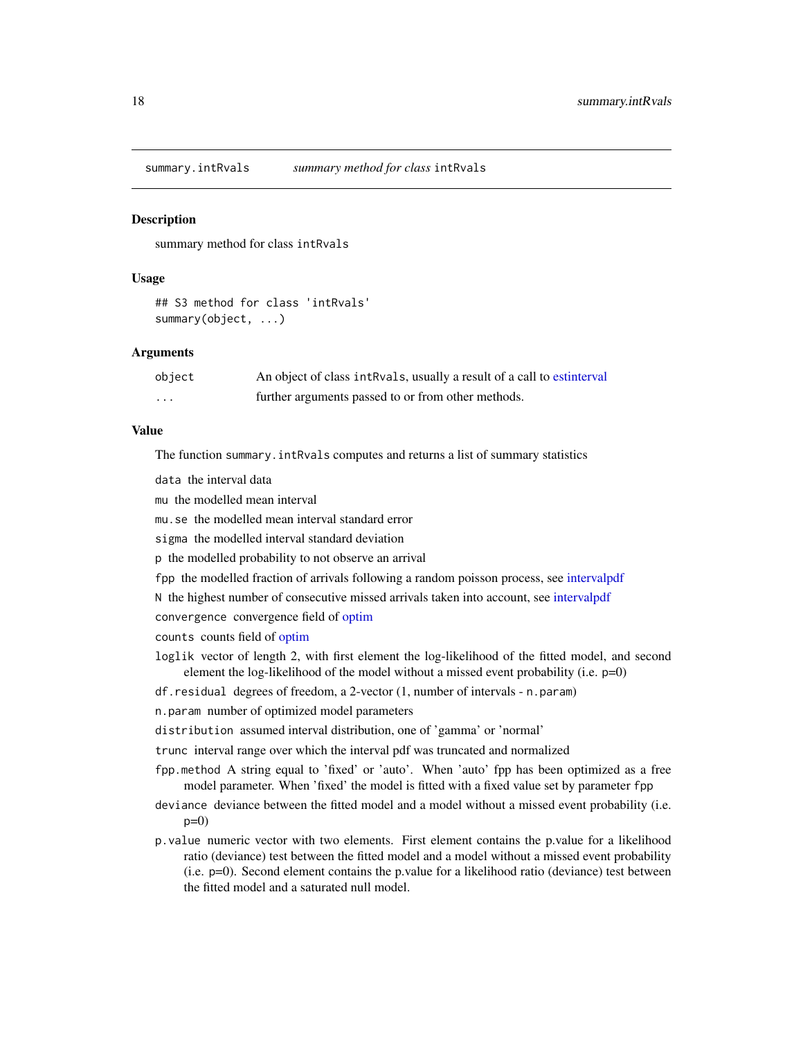## summary.intRvals — *summary method for class* `intRvals`

### Description

summary method for class `intRvals`

### Usage

```
## S3 method for class 'intRvals'
summary(object, ...)
```

### Arguments

| | |
|---|---|
| `object` | An object of class `intRvals`, usually a result of a call to estinterval |
| `...` | further arguments passed to or from other methods. |

### Value

The function `summary.intRvals` computes and returns a list of summary statistics

- `data` the interval data
- `mu` the modelled mean interval
- `mu.se` the modelled mean interval standard error
- `sigma` the modelled interval standard deviation
- `p` the modelled probability to not observe an arrival
- `fpp` the modelled fraction of arrivals following a random poisson process, see intervalpdf
- `N` the highest number of consecutive missed arrivals taken into account, see intervalpdf
- `convergence` convergence field of optim
- `counts` counts field of optim
- `loglik` vector of length 2, with first element the log-likelihood of the fitted model, and second element the log-likelihood of the model without a missed event probability (i.e. p=0)
- `df.residual` degrees of freedom, a 2-vector (1, number of intervals - `n.param`)
- `n.param` number of optimized model parameters
- `distribution` assumed interval distribution, one of 'gamma' or 'normal'
- `trunc` interval range over which the interval pdf was truncated and normalized
- `fpp.method` A string equal to 'fixed' or 'auto'. When 'auto' fpp has been optimized as a free model parameter. When 'fixed' the model is fitted with a fixed value set by parameter `fpp`
- `deviance` deviance between the fitted model and a model without a missed event probability (i.e. p=0)
- `p.value` numeric vector with two elements. First element contains the p.value for a likelihood ratio (deviance) test between the fitted model and a model without a missed event probability (i.e. p=0). Second element contains the p.value for a likelihood ratio (deviance) test between the fitted model and a saturated null model.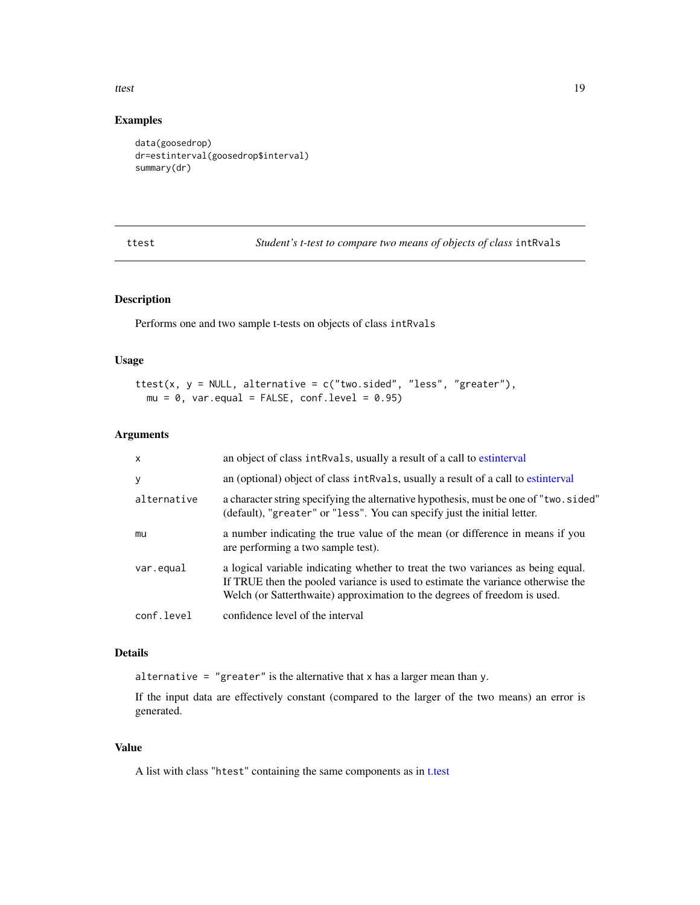## Examples

```
data(goosedrop)
dr=estinterval(goosedrop$interval)
summary(dr)
```

---

## ttest — *Student's t-test to compare two means of objects of class* `intRvals`

### Description

Performs one and two sample t-tests on objects of class `intRvals`

### Usage

```
ttest(x, y = NULL, alternative = c("two.sided", "less", "greater"),
  mu = 0, var.equal = FALSE, conf.level = 0.95)
```

### Arguments

| | |
|---|---|
| `x` | an object of class `intRvals`, usually a result of a call to estinterval |
| `y` | an (optional) object of class `intRvals`, usually a result of a call to estinterval |
| `alternative` | a character string specifying the alternative hypothesis, must be one of "`two.sided`" (default), "`greater`" or "`less`". You can specify just the initial letter. |
| `mu` | a number indicating the true value of the mean (or difference in means if you are performing a two sample test). |
| `var.equal` | a logical variable indicating whether to treat the two variances as being equal. If TRUE then the pooled variance is used to estimate the variance otherwise the Welch (or Satterthwaite) approximation to the degrees of freedom is used. |
| `conf.level` | confidence level of the interval |

### Details

`alternative = "greater"` is the alternative that `x` has a larger mean than `y`.

If the input data are effectively constant (compared to the larger of the two means) an error is generated.

### Value

A list with class "`htest`" containing the same components as in t.test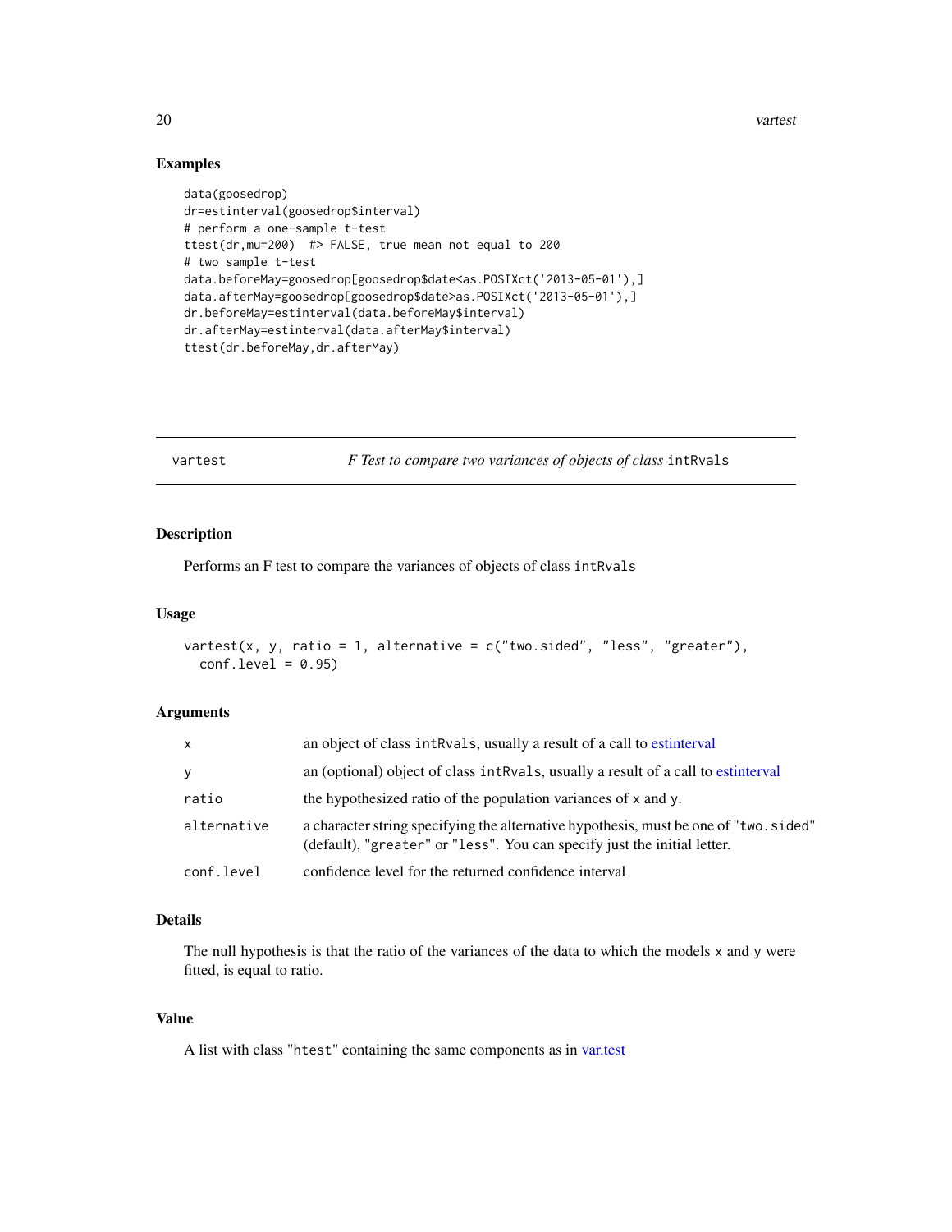### Examples

```
data(goosedrop)
dr=estinterval(goosedrop$interval)
# perform a one-sample t-test
ttest(dr,mu=200)  #> FALSE, true mean not equal to 200
# two sample t-test
data.beforeMay=goosedrop[goosedrop$date<as.POSIXct('2013-05-01'),]
data.afterMay=goosedrop[goosedrop$date>as.POSIXct('2013-05-01'),]
dr.beforeMay=estinterval(data.beforeMay$interval)
dr.afterMay=estinterval(data.afterMay$interval)
ttest(dr.beforeMay,dr.afterMay)
```

---

## vartest — *F Test to compare two variances of objects of class* `intRvals`

### Description

Performs an F test to compare the variances of objects of class `intRvals`

### Usage

```
vartest(x, y, ratio = 1, alternative = c("two.sided", "less", "greater"),
  conf.level = 0.95)
```

### Arguments

| | |
|---|---|
| `x` | an object of class `intRvals`, usually a result of a call to estinterval |
| `y` | an (optional) object of class `intRvals`, usually a result of a call to estinterval |
| `ratio` | the hypothesized ratio of the population variances of `x` and `y`. |
| `alternative` | a character string specifying the alternative hypothesis, must be one of "`two.sided`" (default), "`greater`" or "`less`". You can specify just the initial letter. |
| `conf.level` | confidence level for the returned confidence interval |

### Details

The null hypothesis is that the ratio of the variances of the data to which the models `x` and `y` were fitted, is equal to ratio.

### Value

A list with class "`htest`" containing the same components as in var.test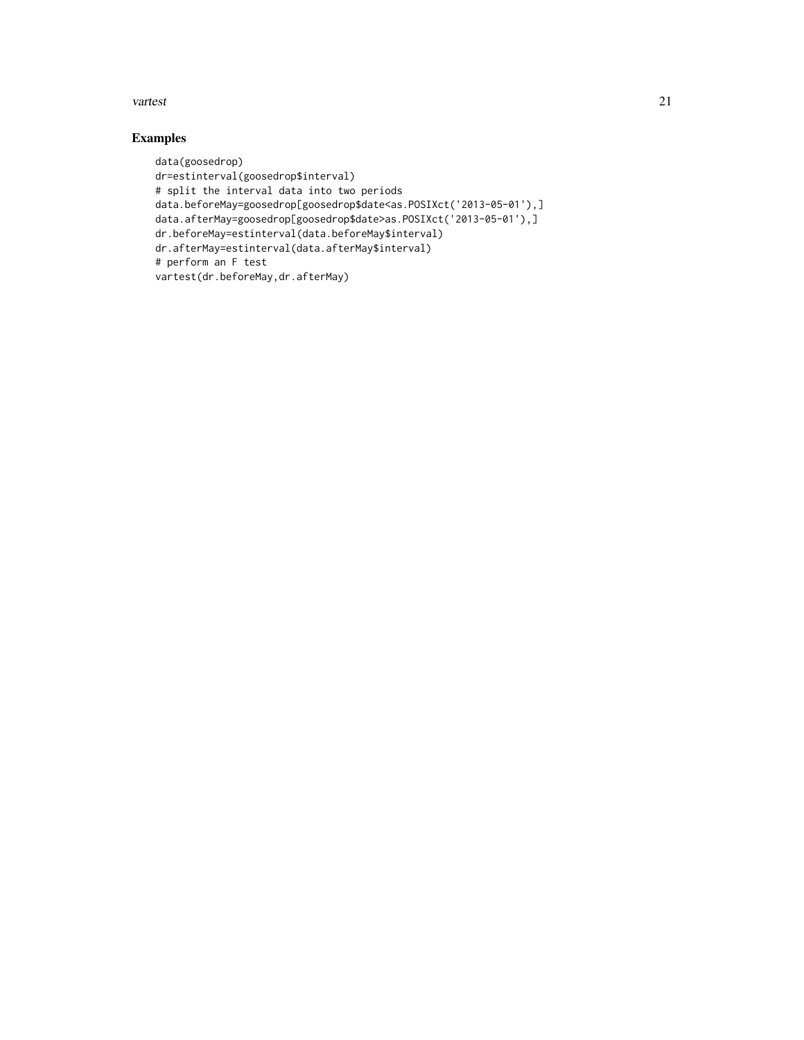## Examples

```
data(goosedrop)
dr=estinterval(goosedrop$interval)
# split the interval data into two periods
data.beforeMay=goosedrop[goosedrop$date<as.POSIXct('2013-05-01'),]
data.afterMay=goosedrop[goosedrop$date>as.POSIXct('2013-05-01'),]
dr.beforeMay=estinterval(data.beforeMay$interval)
dr.afterMay=estinterval(data.afterMay$interval)
# perform an F test
vartest(dr.beforeMay,dr.afterMay)
```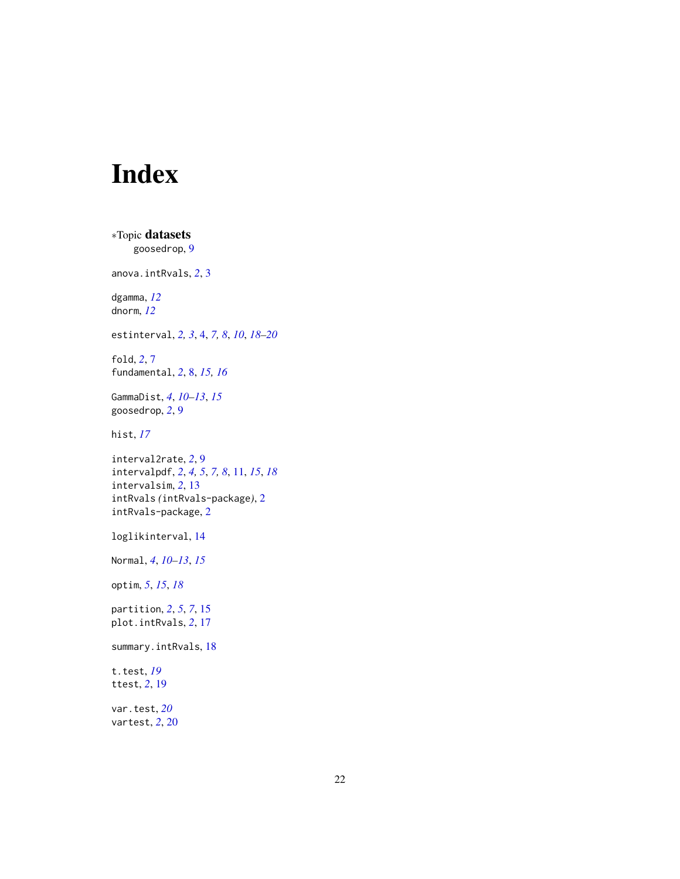# Index

*Topic **datasets**
goosedrop, 9

anova.intRvals, *2*, 3

dgamma, *12*
dnorm, *12*

estinterval, *2, 3*, 4, *7, 8*, *10*, *18–20*

fold, *2*, 7
fundamental, *2*, 8, *15, 16*

GammaDist, *4*, *10–13*, *15*
goosedrop, *2*, 9

hist, *17*

interval2rate, *2*, 9
intervalpdf, *2*, *4*, *5*, *7, 8*, 11, *15*, *18*
intervalsim, *2*, 13
intRvals *(*intRvals-package*)*, 2
intRvals-package, 2

loglikinterval, 14

Normal, *4*, *10–13*, *15*

optim, *5*, *15*, *18*

partition, *2*, *5*, *7*, 15
plot.intRvals, *2*, 17

summary.intRvals, 18

t.test, *19*
ttest, *2*, 19

var.test, *20*
vartest, *2*, 20